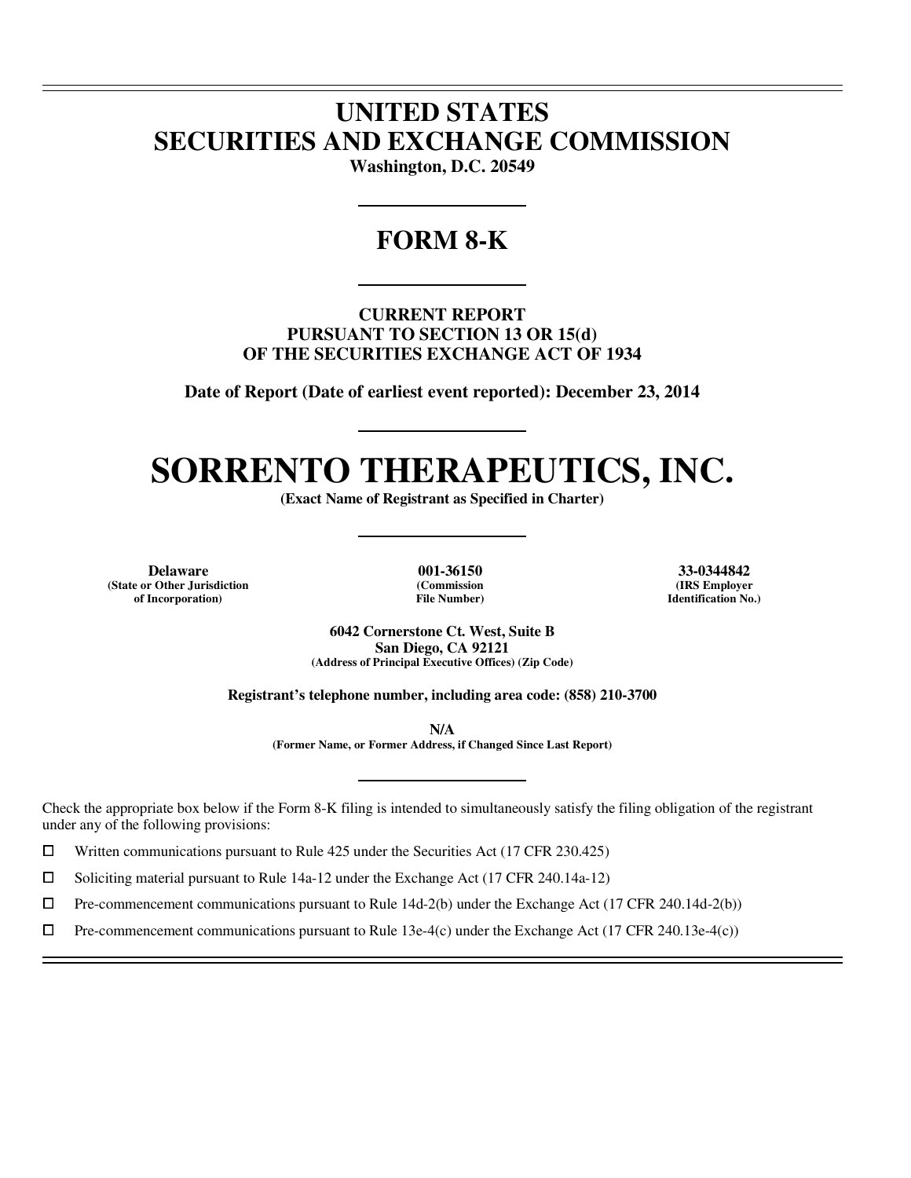# UNITED STATES
# SECURITIES AND EXCHANGE COMMISSION

**Washington, D.C. 20549**

## FORM 8-K

**CURRENT REPORT**
**PURSUANT TO SECTION 13 OR 15(d)**
**OF THE SECURITIES EXCHANGE ACT OF 1934**

**Date of Report (Date of earliest event reported): December 23, 2014**

# SORRENTO THERAPEUTICS, INC.

**(Exact Name of Registrant as Specified in Charter)**

| **Delaware** | **001-36150** | **33-0344842** |
|---|---|---|
| **(State or Other Jurisdiction of Incorporation)** | **(Commission File Number)** | **(IRS Employer Identification No.)** |

**6042 Cornerstone Ct. West, Suite B**
**San Diego, CA 92121**
**(Address of Principal Executive Offices) (Zip Code)**

**Registrant's telephone number, including area code: (858) 210-3700**

**N/A**
**(Former Name, or Former Address, if Changed Since Last Report)**

Check the appropriate box below if the Form 8-K filing is intended to simultaneously satisfy the filing obligation of the registrant under any of the following provisions:

☐ Written communications pursuant to Rule 425 under the Securities Act (17 CFR 230.425)

☐ Soliciting material pursuant to Rule 14a-12 under the Exchange Act (17 CFR 240.14a-12)

☐ Pre-commencement communications pursuant to Rule 14d-2(b) under the Exchange Act (17 CFR 240.14d-2(b))

☐ Pre-commencement communications pursuant to Rule 13e-4(c) under the Exchange Act (17 CFR 240.13e-4(c))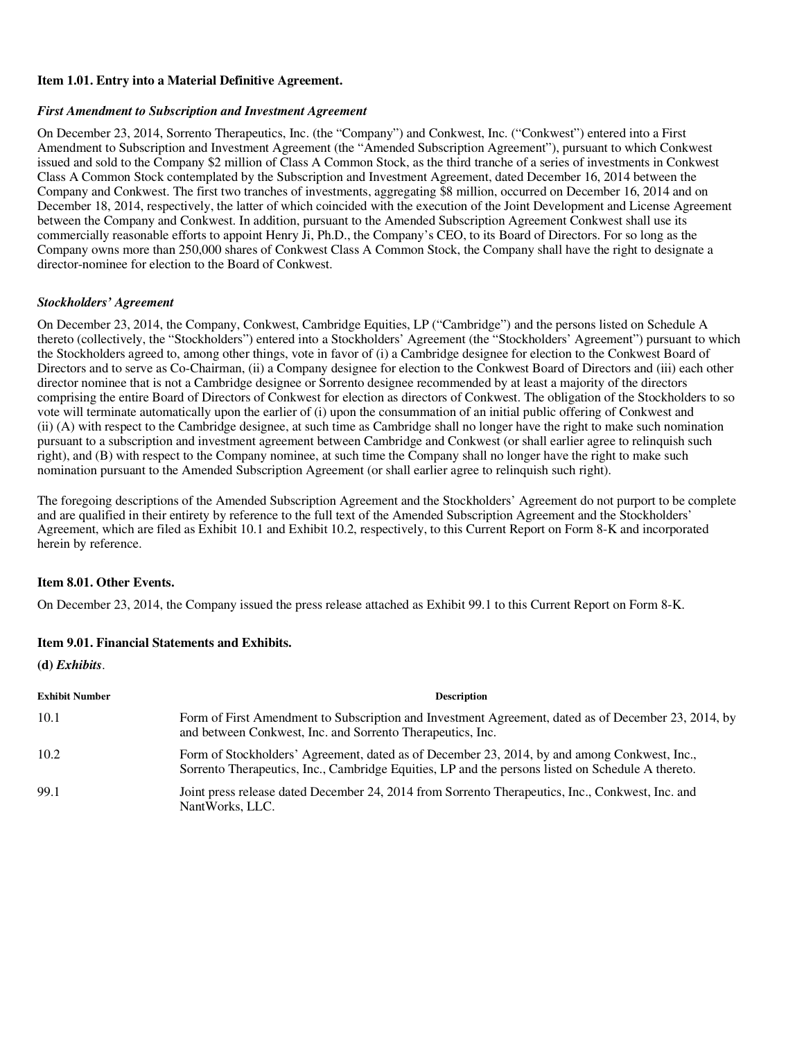### Item 1.01. Entry into a Material Definitive Agreement.

***First Amendment to Subscription and Investment Agreement***

On December 23, 2014, Sorrento Therapeutics, Inc. (the "Company") and Conkwest, Inc. ("Conkwest") entered into a First Amendment to Subscription and Investment Agreement (the "Amended Subscription Agreement"), pursuant to which Conkwest issued and sold to the Company $2 million of Class A Common Stock, as the third tranche of a series of investments in Conkwest Class A Common Stock contemplated by the Subscription and Investment Agreement, dated December 16, 2014 between the Company and Conkwest. The first two tranches of investments, aggregating $8 million, occurred on December 16, 2014 and on December 18, 2014, respectively, the latter of which coincided with the execution of the Joint Development and License Agreement between the Company and Conkwest. In addition, pursuant to the Amended Subscription Agreement Conkwest shall use its commercially reasonable efforts to appoint Henry Ji, Ph.D., the Company's CEO, to its Board of Directors. For so long as the Company owns more than 250,000 shares of Conkwest Class A Common Stock, the Company shall have the right to designate a director-nominee for election to the Board of Conkwest.

***Stockholders' Agreement***

On December 23, 2014, the Company, Conkwest, Cambridge Equities, LP ("Cambridge") and the persons listed on Schedule A thereto (collectively, the "Stockholders") entered into a Stockholders' Agreement (the "Stockholders' Agreement") pursuant to which the Stockholders agreed to, among other things, vote in favor of (i) a Cambridge designee for election to the Conkwest Board of Directors and to serve as Co-Chairman, (ii) a Company designee for election to the Conkwest Board of Directors and (iii) each other director nominee that is not a Cambridge designee or Sorrento designee recommended by at least a majority of the directors comprising the entire Board of Directors of Conkwest for election as directors of Conkwest. The obligation of the Stockholders to so vote will terminate automatically upon the earlier of (i) upon the consummation of an initial public offering of Conkwest and (ii) (A) with respect to the Cambridge designee, at such time as Cambridge shall no longer have the right to make such nomination pursuant to a subscription and investment agreement between Cambridge and Conkwest (or shall earlier agree to relinquish such right), and (B) with respect to the Company nominee, at such time the Company shall no longer have the right to make such nomination pursuant to the Amended Subscription Agreement (or shall earlier agree to relinquish such right).

The foregoing descriptions of the Amended Subscription Agreement and the Stockholders' Agreement do not purport to be complete and are qualified in their entirety by reference to the full text of the Amended Subscription Agreement and the Stockholders' Agreement, which are filed as Exhibit 10.1 and Exhibit 10.2, respectively, to this Current Report on Form 8-K and incorporated herein by reference.

### Item 8.01. Other Events.

On December 23, 2014, the Company issued the press release attached as Exhibit 99.1 to this Current Report on Form 8-K.

### Item 9.01. Financial Statements and Exhibits.

**(d)** ***Exhibits***.

| Exhibit Number | Description |
|---|---|
| 10.1 | Form of First Amendment to Subscription and Investment Agreement, dated as of December 23, 2014, by and between Conkwest, Inc. and Sorrento Therapeutics, Inc. |
| 10.2 | Form of Stockholders' Agreement, dated as of December 23, 2014, by and among Conkwest, Inc., Sorrento Therapeutics, Inc., Cambridge Equities, LP and the persons listed on Schedule A thereto. |
| 99.1 | Joint press release dated December 24, 2014 from Sorrento Therapeutics, Inc., Conkwest, Inc. and NantWorks, LLC. |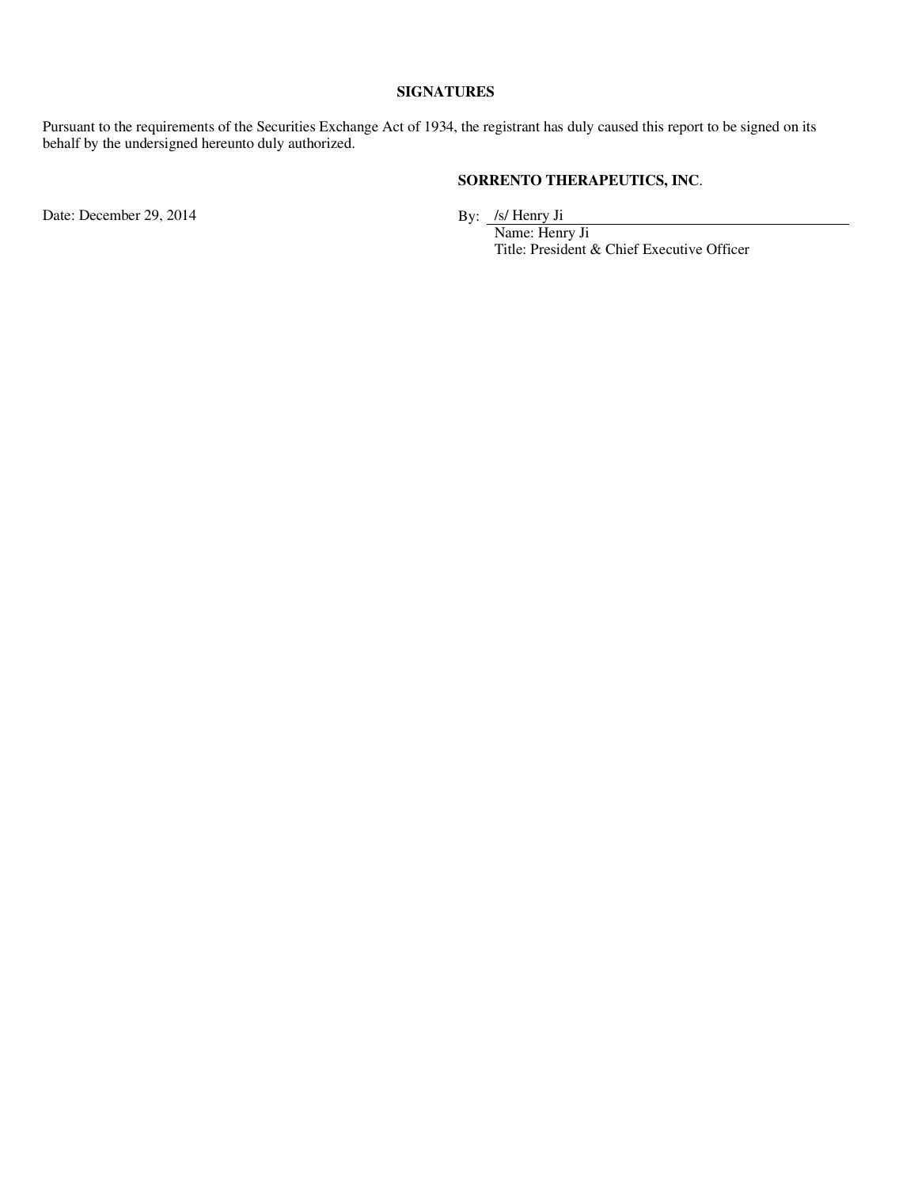**SIGNATURES**

Pursuant to the requirements of the Securities Exchange Act of 1934, the registrant has duly caused this report to be signed on its behalf by the undersigned hereunto duly authorized.

**SORRENTO THERAPEUTICS, INC**.

Date: December 29, 2014

By: /s/ Henry Ji  
Name: Henry Ji  
Title: President & Chief Executive Officer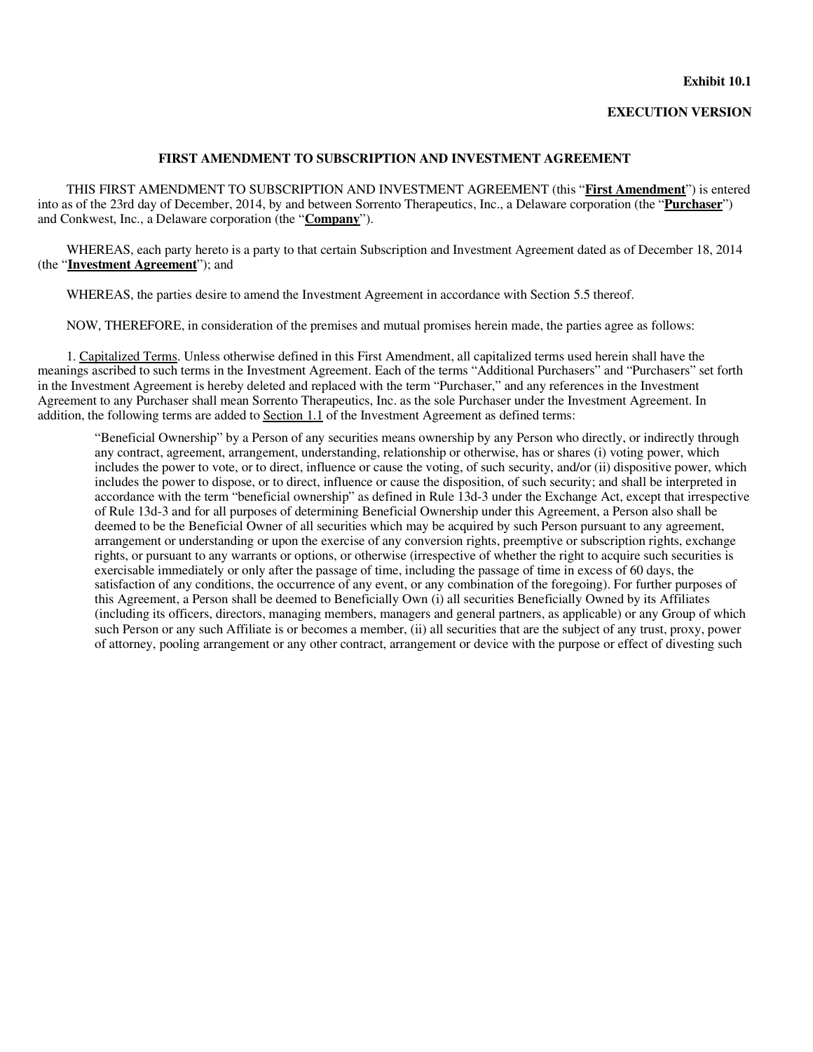**Exhibit 10.1**

**EXECUTION VERSION**

**FIRST AMENDMENT TO SUBSCRIPTION AND INVESTMENT AGREEMENT**

THIS FIRST AMENDMENT TO SUBSCRIPTION AND INVESTMENT AGREEMENT (this "**First Amendment**") is entered into as of the 23rd day of December, 2014, by and between Sorrento Therapeutics, Inc., a Delaware corporation (the "**Purchaser**") and Conkwest, Inc., a Delaware corporation (the "**Company**").

WHEREAS, each party hereto is a party to that certain Subscription and Investment Agreement dated as of December 18, 2014 (the "**Investment Agreement**"); and

WHEREAS, the parties desire to amend the Investment Agreement in accordance with Section 5.5 thereof.

NOW, THEREFORE, in consideration of the premises and mutual promises herein made, the parties agree as follows:

1. Capitalized Terms. Unless otherwise defined in this First Amendment, all capitalized terms used herein shall have the meanings ascribed to such terms in the Investment Agreement. Each of the terms "Additional Purchasers" and "Purchasers" set forth in the Investment Agreement is hereby deleted and replaced with the term "Purchaser," and any references in the Investment Agreement to any Purchaser shall mean Sorrento Therapeutics, Inc. as the sole Purchaser under the Investment Agreement. In addition, the following terms are added to Section 1.1 of the Investment Agreement as defined terms:

> "Beneficial Ownership" by a Person of any securities means ownership by any Person who directly, or indirectly through any contract, agreement, arrangement, understanding, relationship or otherwise, has or shares (i) voting power, which includes the power to vote, or to direct, influence or cause the voting, of such security, and/or (ii) dispositive power, which includes the power to dispose, or to direct, influence or cause the disposition, of such security; and shall be interpreted in accordance with the term "beneficial ownership" as defined in Rule 13d-3 under the Exchange Act, except that irrespective of Rule 13d-3 and for all purposes of determining Beneficial Ownership under this Agreement, a Person also shall be deemed to be the Beneficial Owner of all securities which may be acquired by such Person pursuant to any agreement, arrangement or understanding or upon the exercise of any conversion rights, preemptive or subscription rights, exchange rights, or pursuant to any warrants or options, or otherwise (irrespective of whether the right to acquire such securities is exercisable immediately or only after the passage of time, including the passage of time in excess of 60 days, the satisfaction of any conditions, the occurrence of any event, or any combination of the foregoing). For further purposes of this Agreement, a Person shall be deemed to Beneficially Own (i) all securities Beneficially Owned by its Affiliates (including its officers, directors, managing members, managers and general partners, as applicable) or any Group of which such Person or any such Affiliate is or becomes a member, (ii) all securities that are the subject of any trust, proxy, power of attorney, pooling arrangement or any other contract, arrangement or device with the purpose or effect of divesting such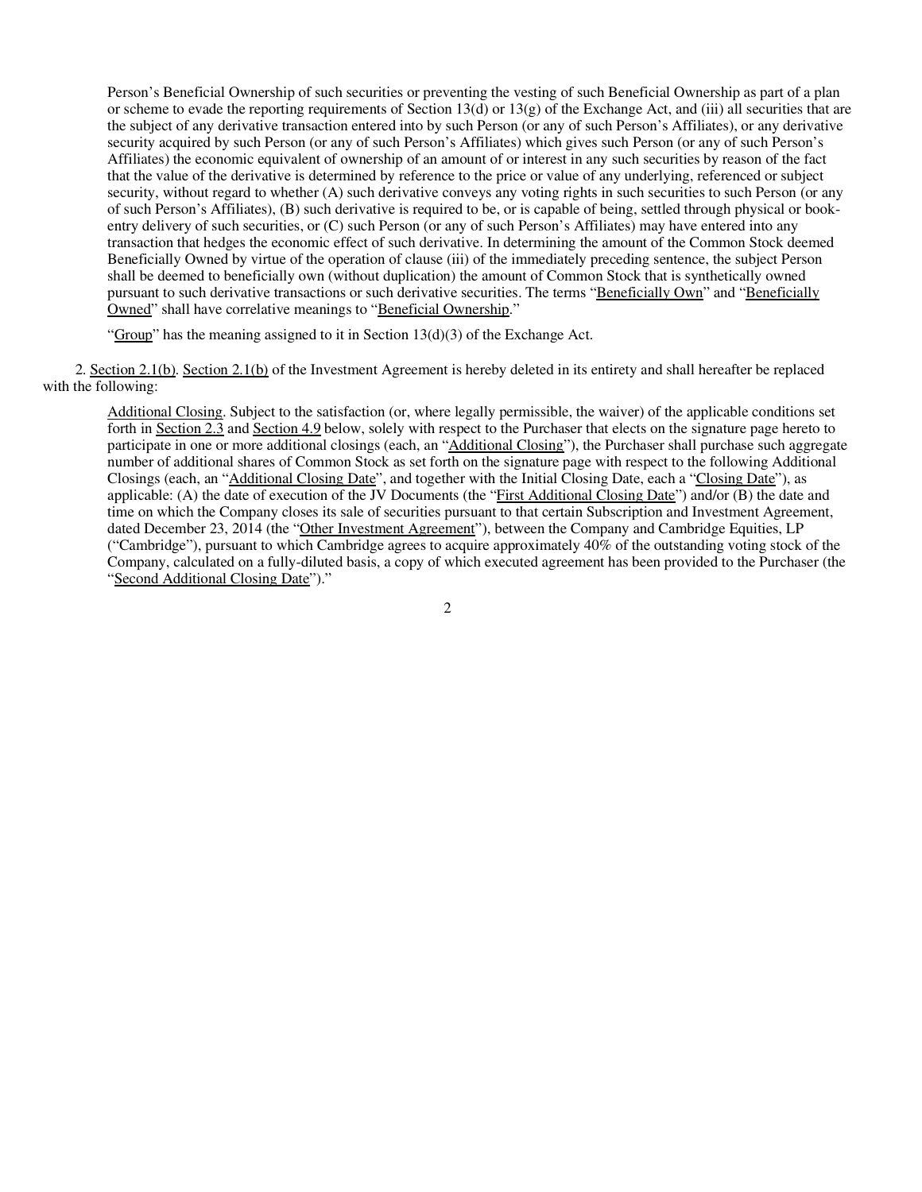Person's Beneficial Ownership of such securities or preventing the vesting of such Beneficial Ownership as part of a plan or scheme to evade the reporting requirements of Section 13(d) or 13(g) of the Exchange Act, and (iii) all securities that are the subject of any derivative transaction entered into by such Person (or any of such Person's Affiliates), or any derivative security acquired by such Person (or any of such Person's Affiliates) which gives such Person (or any of such Person's Affiliates) the economic equivalent of ownership of an amount of or interest in any such securities by reason of the fact that the value of the derivative is determined by reference to the price or value of any underlying, referenced or subject security, without regard to whether (A) such derivative conveys any voting rights in such securities to such Person (or any of such Person's Affiliates), (B) such derivative is required to be, or is capable of being, settled through physical or book-entry delivery of such securities, or (C) such Person (or any of such Person's Affiliates) may have entered into any transaction that hedges the economic effect of such derivative. In determining the amount of the Common Stock deemed Beneficially Owned by virtue of the operation of clause (iii) of the immediately preceding sentence, the subject Person shall be deemed to beneficially own (without duplication) the amount of Common Stock that is synthetically owned pursuant to such derivative transactions or such derivative securities. The terms "Beneficially Own" and "Beneficially Owned" shall have correlative meanings to "Beneficial Ownership."

"Group" has the meaning assigned to it in Section 13(d)(3) of the Exchange Act.

2. Section 2.1(b). Section 2.1(b) of the Investment Agreement is hereby deleted in its entirety and shall hereafter be replaced with the following:

Additional Closing. Subject to the satisfaction (or, where legally permissible, the waiver) of the applicable conditions set forth in Section 2.3 and Section 4.9 below, solely with respect to the Purchaser that elects on the signature page hereto to participate in one or more additional closings (each, an "Additional Closing"), the Purchaser shall purchase such aggregate number of additional shares of Common Stock as set forth on the signature page with respect to the following Additional Closings (each, an "Additional Closing Date", and together with the Initial Closing Date, each a "Closing Date"), as applicable: (A) the date of execution of the JV Documents (the "First Additional Closing Date") and/or (B) the date and time on which the Company closes its sale of securities pursuant to that certain Subscription and Investment Agreement, dated December 23, 2014 (the "Other Investment Agreement"), between the Company and Cambridge Equities, LP ("Cambridge"), pursuant to which Cambridge agrees to acquire approximately 40% of the outstanding voting stock of the Company, calculated on a fully-diluted basis, a copy of which executed agreement has been provided to the Purchaser (the "Second Additional Closing Date")."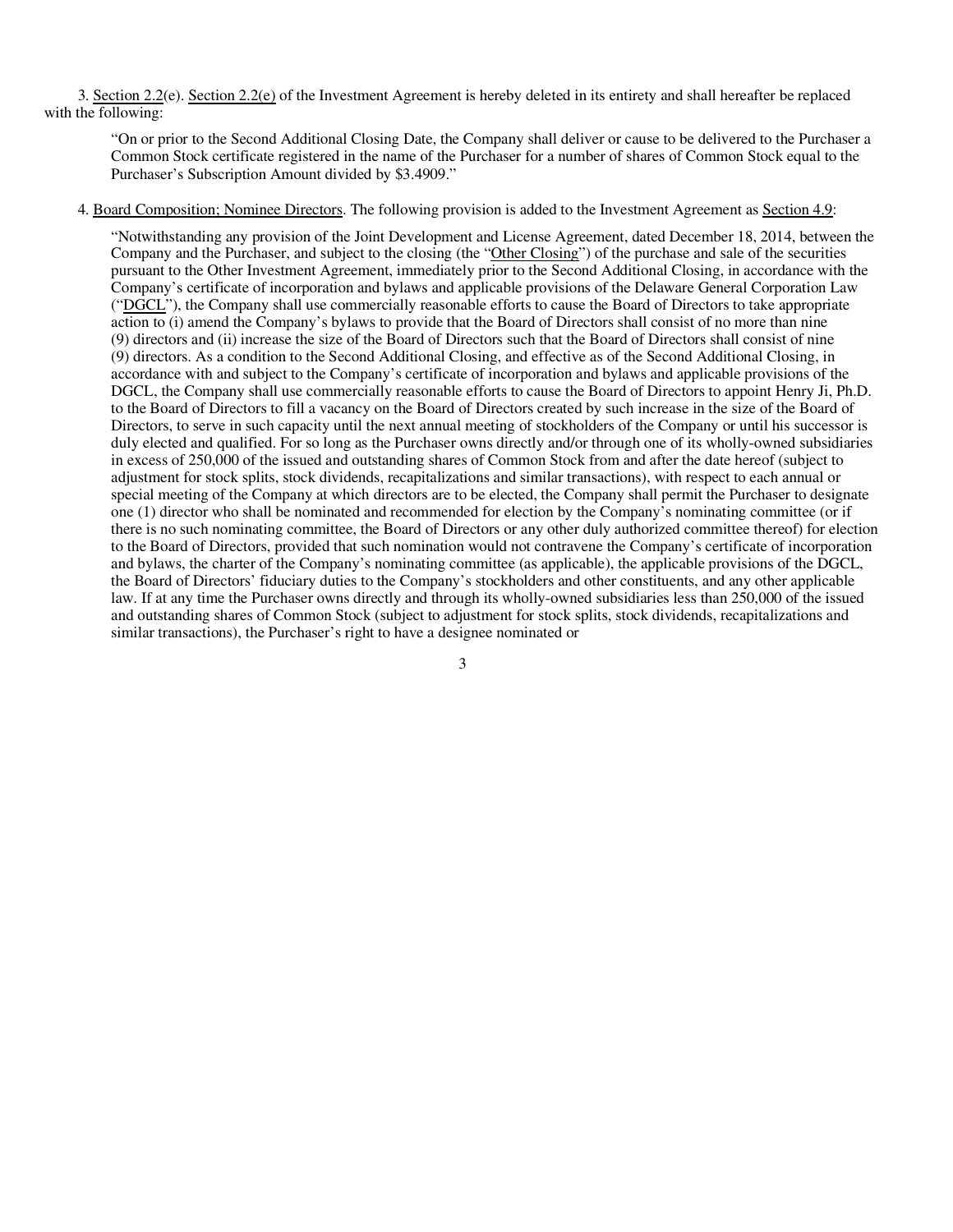3. Section 2.2(e). Section 2.2(e) of the Investment Agreement is hereby deleted in its entirety and shall hereafter be replaced with the following:

> "On or prior to the Second Additional Closing Date, the Company shall deliver or cause to be delivered to the Purchaser a Common Stock certificate registered in the name of the Purchaser for a number of shares of Common Stock equal to the Purchaser's Subscription Amount divided by $3.4909."

4. Board Composition; Nominee Directors. The following provision is added to the Investment Agreement as Section 4.9:

> "Notwithstanding any provision of the Joint Development and License Agreement, dated December 18, 2014, between the Company and the Purchaser, and subject to the closing (the "Other Closing") of the purchase and sale of the securities pursuant to the Other Investment Agreement, immediately prior to the Second Additional Closing, in accordance with the Company's certificate of incorporation and bylaws and applicable provisions of the Delaware General Corporation Law ("DGCL"), the Company shall use commercially reasonable efforts to cause the Board of Directors to take appropriate action to (i) amend the Company's bylaws to provide that the Board of Directors shall consist of no more than nine (9) directors and (ii) increase the size of the Board of Directors such that the Board of Directors shall consist of nine (9) directors. As a condition to the Second Additional Closing, and effective as of the Second Additional Closing, in accordance with and subject to the Company's certificate of incorporation and bylaws and applicable provisions of the DGCL, the Company shall use commercially reasonable efforts to cause the Board of Directors to appoint Henry Ji, Ph.D. to the Board of Directors to fill a vacancy on the Board of Directors created by such increase in the size of the Board of Directors, to serve in such capacity until the next annual meeting of stockholders of the Company or until his successor is duly elected and qualified. For so long as the Purchaser owns directly and/or through one of its wholly-owned subsidiaries in excess of 250,000 of the issued and outstanding shares of Common Stock from and after the date hereof (subject to adjustment for stock splits, stock dividends, recapitalizations and similar transactions), with respect to each annual or special meeting of the Company at which directors are to be elected, the Company shall permit the Purchaser to designate one (1) director who shall be nominated and recommended for election by the Company's nominating committee (or if there is no such nominating committee, the Board of Directors or any other duly authorized committee thereof) for election to the Board of Directors, provided that such nomination would not contravene the Company's certificate of incorporation and bylaws, the charter of the Company's nominating committee (as applicable), the applicable provisions of the DGCL, the Board of Directors' fiduciary duties to the Company's stockholders and other constituents, and any other applicable law. If at any time the Purchaser owns directly and through its wholly-owned subsidiaries less than 250,000 of the issued and outstanding shares of Common Stock (subject to adjustment for stock splits, stock dividends, recapitalizations and similar transactions), the Purchaser's right to have a designee nominated or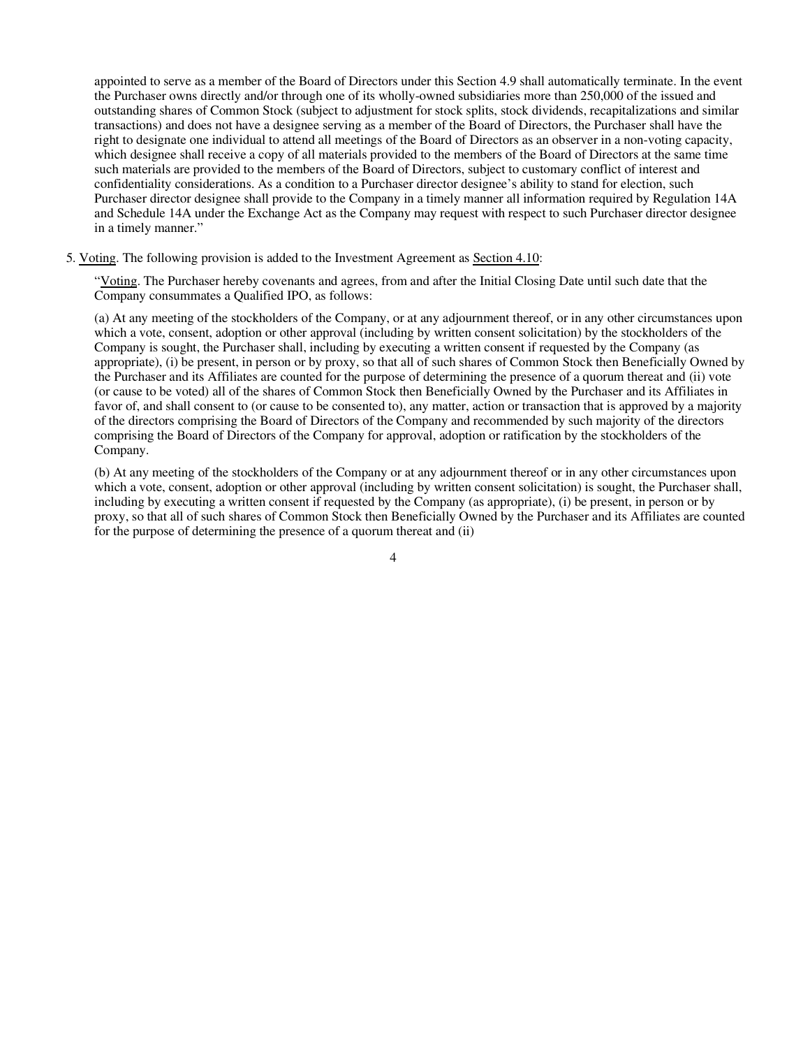appointed to serve as a member of the Board of Directors under this Section 4.9 shall automatically terminate. In the event the Purchaser owns directly and/or through one of its wholly-owned subsidiaries more than 250,000 of the issued and outstanding shares of Common Stock (subject to adjustment for stock splits, stock dividends, recapitalizations and similar transactions) and does not have a designee serving as a member of the Board of Directors, the Purchaser shall have the right to designate one individual to attend all meetings of the Board of Directors as an observer in a non-voting capacity, which designee shall receive a copy of all materials provided to the members of the Board of Directors at the same time such materials are provided to the members of the Board of Directors, subject to customary conflict of interest and confidentiality considerations. As a condition to a Purchaser director designee's ability to stand for election, such Purchaser director designee shall provide to the Company in a timely manner all information required by Regulation 14A and Schedule 14A under the Exchange Act as the Company may request with respect to such Purchaser director designee in a timely manner."

5. Voting. The following provision is added to the Investment Agreement as Section 4.10:

"Voting. The Purchaser hereby covenants and agrees, from and after the Initial Closing Date until such date that the Company consummates a Qualified IPO, as follows:

(a) At any meeting of the stockholders of the Company, or at any adjournment thereof, or in any other circumstances upon which a vote, consent, adoption or other approval (including by written consent solicitation) by the stockholders of the Company is sought, the Purchaser shall, including by executing a written consent if requested by the Company (as appropriate), (i) be present, in person or by proxy, so that all of such shares of Common Stock then Beneficially Owned by the Purchaser and its Affiliates are counted for the purpose of determining the presence of a quorum thereat and (ii) vote (or cause to be voted) all of the shares of Common Stock then Beneficially Owned by the Purchaser and its Affiliates in favor of, and shall consent to (or cause to be consented to), any matter, action or transaction that is approved by a majority of the directors comprising the Board of Directors of the Company and recommended by such majority of the directors comprising the Board of Directors of the Company for approval, adoption or ratification by the stockholders of the Company.

(b) At any meeting of the stockholders of the Company or at any adjournment thereof or in any other circumstances upon which a vote, consent, adoption or other approval (including by written consent solicitation) is sought, the Purchaser shall, including by executing a written consent if requested by the Company (as appropriate), (i) be present, in person or by proxy, so that all of such shares of Common Stock then Beneficially Owned by the Purchaser and its Affiliates are counted for the purpose of determining the presence of a quorum thereat and (ii)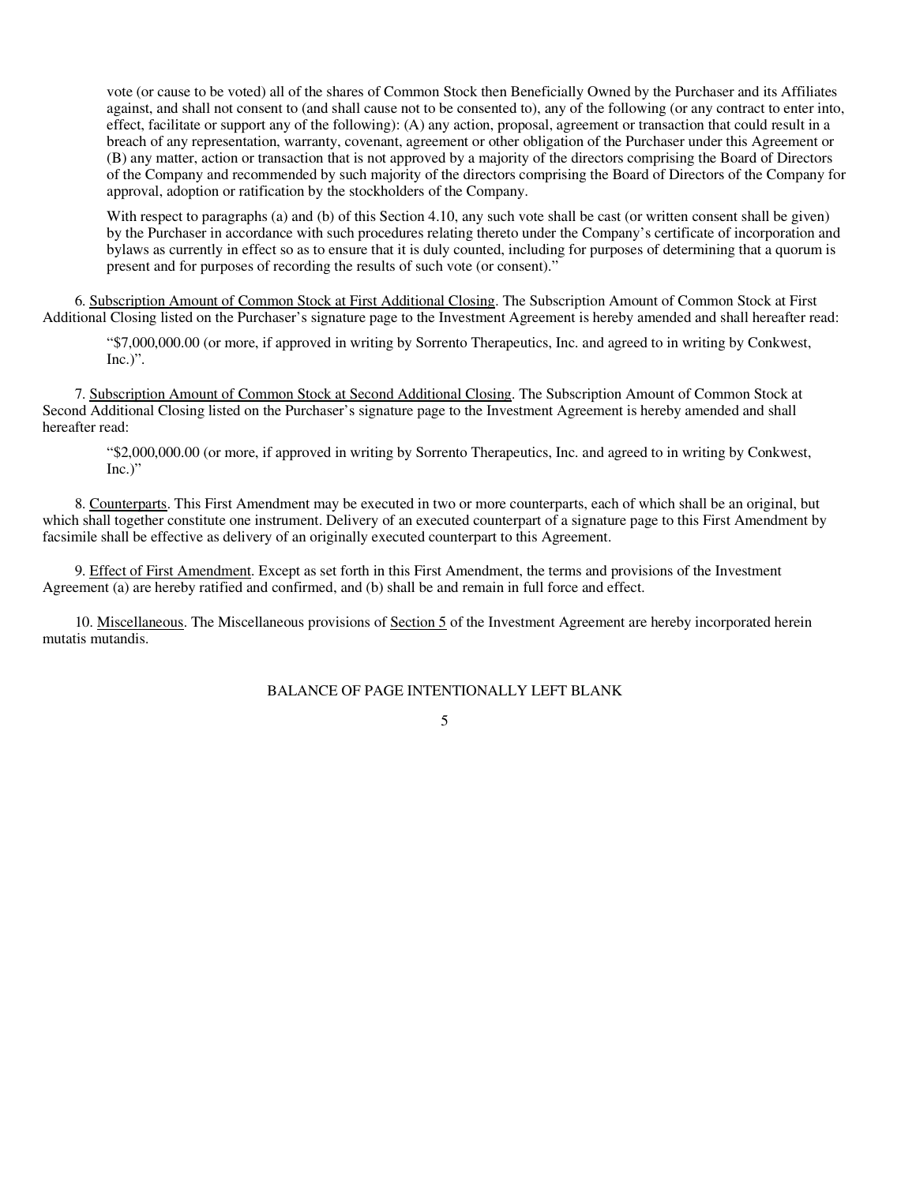vote (or cause to be voted) all of the shares of Common Stock then Beneficially Owned by the Purchaser and its Affiliates against, and shall not consent to (and shall cause not to be consented to), any of the following (or any contract to enter into, effect, facilitate or support any of the following): (A) any action, proposal, agreement or transaction that could result in a breach of any representation, warranty, covenant, agreement or other obligation of the Purchaser under this Agreement or (B) any matter, action or transaction that is not approved by a majority of the directors comprising the Board of Directors of the Company and recommended by such majority of the directors comprising the Board of Directors of the Company for approval, adoption or ratification by the stockholders of the Company.

With respect to paragraphs (a) and (b) of this Section 4.10, any such vote shall be cast (or written consent shall be given) by the Purchaser in accordance with such procedures relating thereto under the Company's certificate of incorporation and bylaws as currently in effect so as to ensure that it is duly counted, including for purposes of determining that a quorum is present and for purposes of recording the results of such vote (or consent)."

6. Subscription Amount of Common Stock at First Additional Closing. The Subscription Amount of Common Stock at First Additional Closing listed on the Purchaser's signature page to the Investment Agreement is hereby amended and shall hereafter read:

"$7,000,000.00 (or more, if approved in writing by Sorrento Therapeutics, Inc. and agreed to in writing by Conkwest, Inc.)".

7. Subscription Amount of Common Stock at Second Additional Closing. The Subscription Amount of Common Stock at Second Additional Closing listed on the Purchaser's signature page to the Investment Agreement is hereby amended and shall hereafter read:

"$2,000,000.00 (or more, if approved in writing by Sorrento Therapeutics, Inc. and agreed to in writing by Conkwest, Inc.)"

8. Counterparts. This First Amendment may be executed in two or more counterparts, each of which shall be an original, but which shall together constitute one instrument. Delivery of an executed counterpart of a signature page to this First Amendment by facsimile shall be effective as delivery of an originally executed counterpart to this Agreement.

9. Effect of First Amendment. Except as set forth in this First Amendment, the terms and provisions of the Investment Agreement (a) are hereby ratified and confirmed, and (b) shall be and remain in full force and effect.

10. Miscellaneous. The Miscellaneous provisions of Section 5 of the Investment Agreement are hereby incorporated herein mutatis mutandis.

BALANCE OF PAGE INTENTIONALLY LEFT BLANK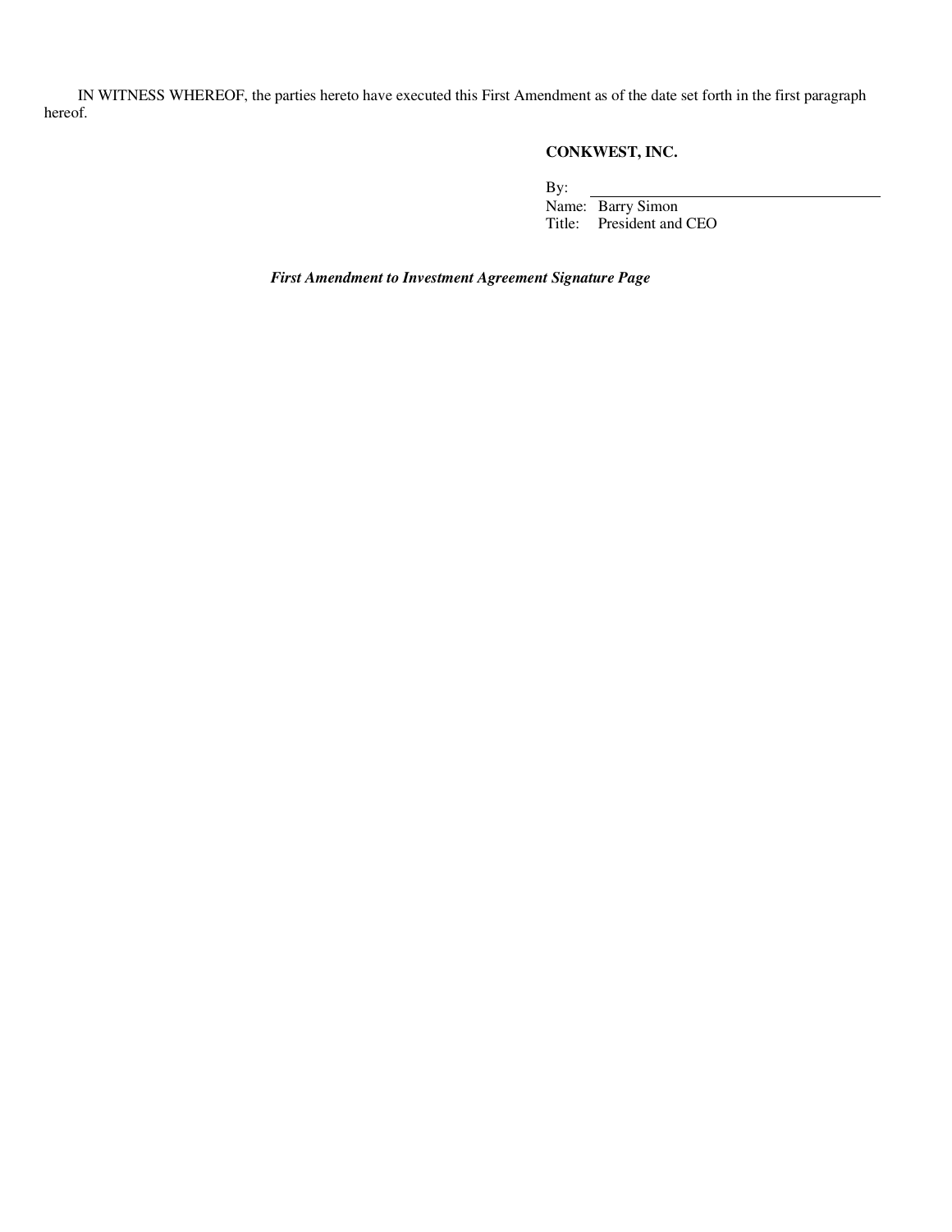IN WITNESS WHEREOF, the parties hereto have executed this First Amendment as of the date set forth in the first paragraph hereof.

**CONKWEST, INC.**

By: \_\_\_\_\_\_\_\_\_\_\_\_\_\_\_\_\_\_\_\_\_\_\_\_\_\_\_\_\_\_\_\_\_\_\_\_

Name: Barry Simon

Title: President and CEO

***First Amendment to Investment Agreement Signature Page***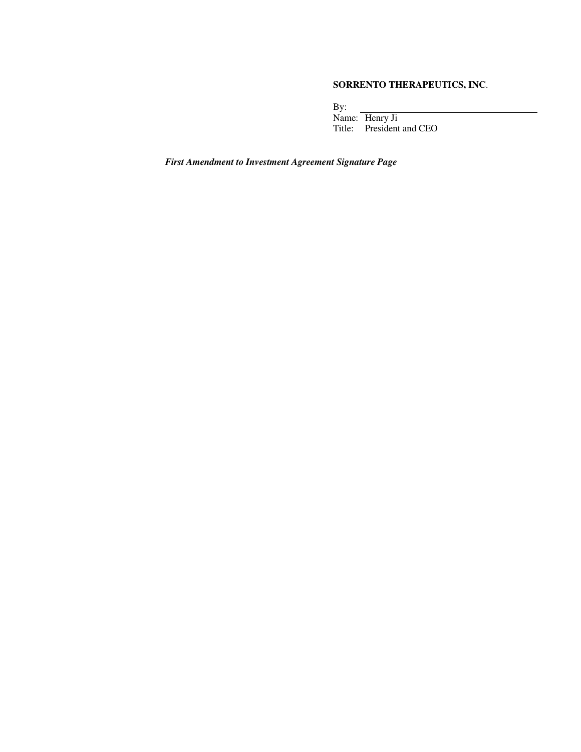**SORRENTO THERAPEUTICS, INC**.

By: \_\_\_\_\_\_\_\_\_\_\_\_\_\_\_\_\_\_\_\_\_\_\_\_\_\_\_\_\_\_\_\_

Name: Henry Ji

Title: President and CEO

***First Amendment to Investment Agreement Signature Page***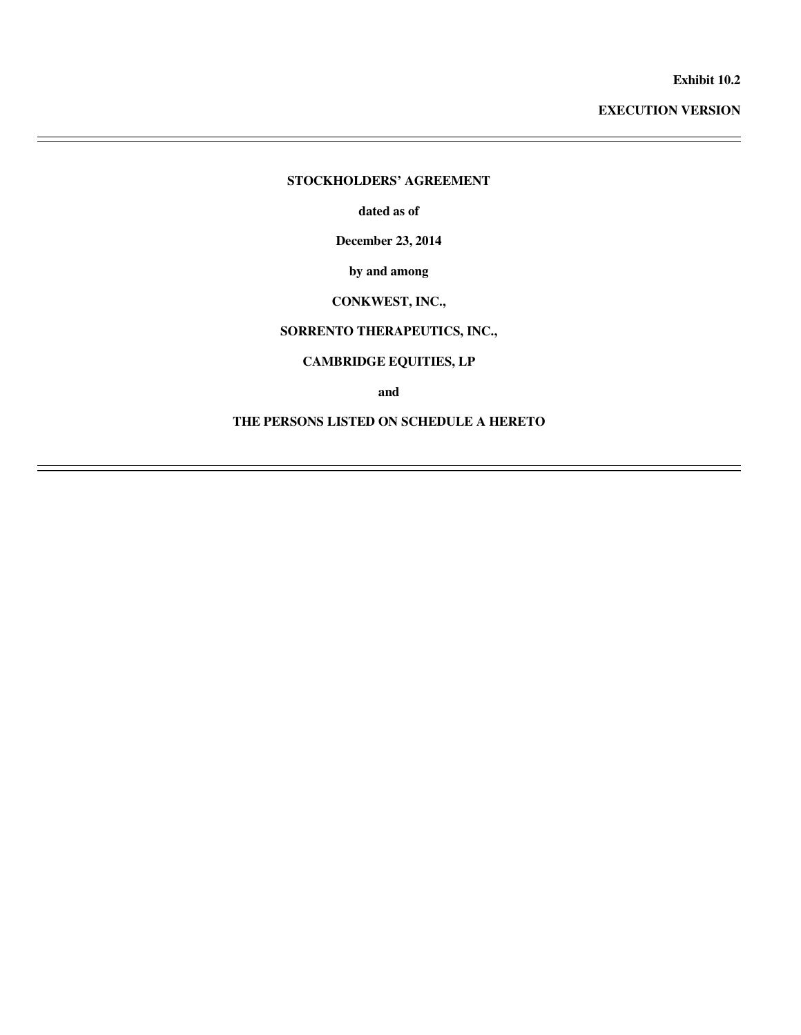**Exhibit 10.2**

**EXECUTION VERSION**

---

**STOCKHOLDERS' AGREEMENT**

**dated as of**

**December 23, 2014**

**by and among**

**CONKWEST, INC.,**

**SORRENTO THERAPEUTICS, INC.,**

**CAMBRIDGE EQUITIES, LP**

**and**

**THE PERSONS LISTED ON SCHEDULE A HERETO**

---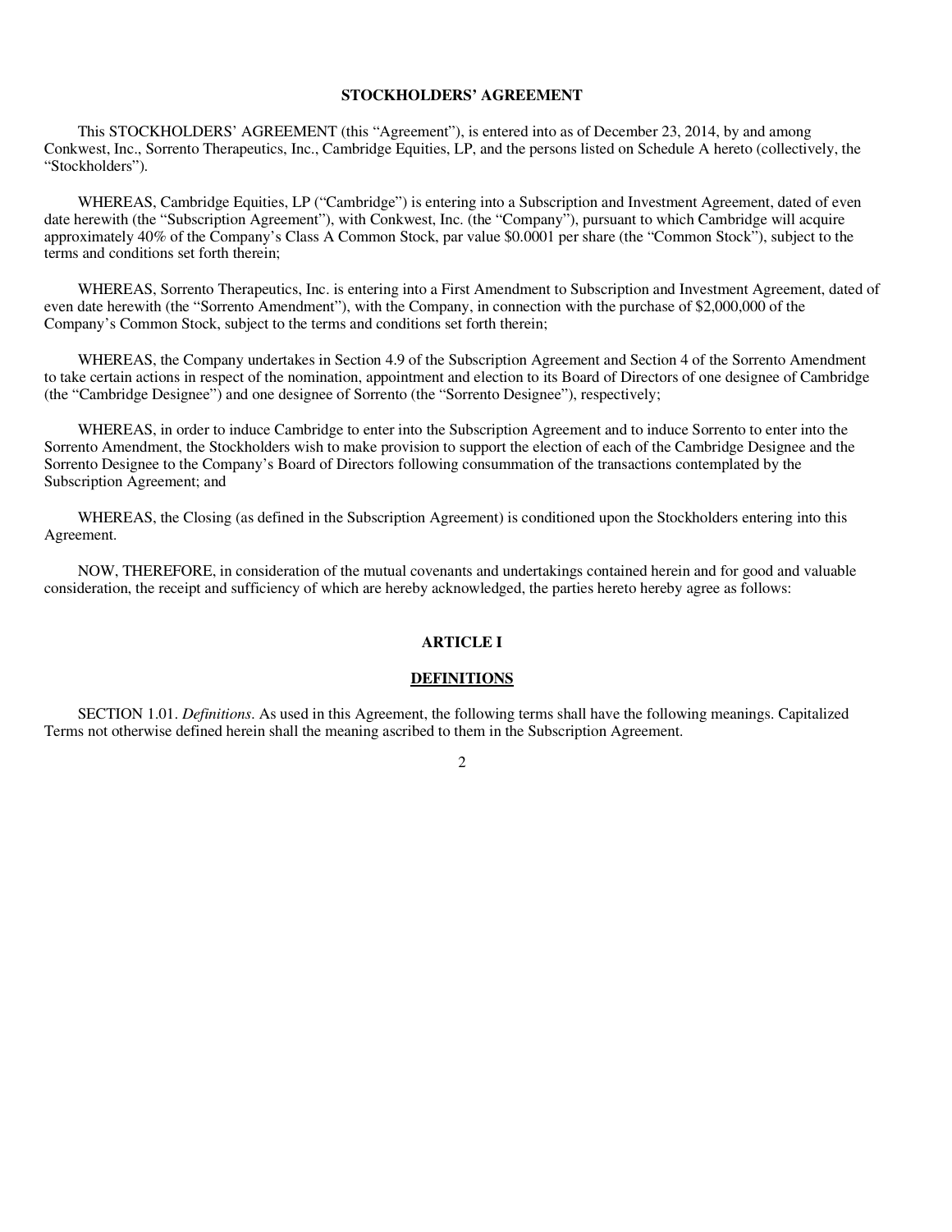# STOCKHOLDERS' AGREEMENT

This STOCKHOLDERS' AGREEMENT (this "Agreement"), is entered into as of December 23, 2014, by and among Conkwest, Inc., Sorrento Therapeutics, Inc., Cambridge Equities, LP, and the persons listed on Schedule A hereto (collectively, the "Stockholders").

WHEREAS, Cambridge Equities, LP ("Cambridge") is entering into a Subscription and Investment Agreement, dated of even date herewith (the "Subscription Agreement"), with Conkwest, Inc. (the "Company"), pursuant to which Cambridge will acquire approximately 40% of the Company's Class A Common Stock, par value $0.0001 per share (the "Common Stock"), subject to the terms and conditions set forth therein;

WHEREAS, Sorrento Therapeutics, Inc. is entering into a First Amendment to Subscription and Investment Agreement, dated of even date herewith (the "Sorrento Amendment"), with the Company, in connection with the purchase of $2,000,000 of the Company's Common Stock, subject to the terms and conditions set forth therein;

WHEREAS, the Company undertakes in Section 4.9 of the Subscription Agreement and Section 4 of the Sorrento Amendment to take certain actions in respect of the nomination, appointment and election to its Board of Directors of one designee of Cambridge (the "Cambridge Designee") and one designee of Sorrento (the "Sorrento Designee"), respectively;

WHEREAS, in order to induce Cambridge to enter into the Subscription Agreement and to induce Sorrento to enter into the Sorrento Amendment, the Stockholders wish to make provision to support the election of each of the Cambridge Designee and the Sorrento Designee to the Company's Board of Directors following consummation of the transactions contemplated by the Subscription Agreement; and

WHEREAS, the Closing (as defined in the Subscription Agreement) is conditioned upon the Stockholders entering into this Agreement.

NOW, THEREFORE, in consideration of the mutual covenants and undertakings contained herein and for good and valuable consideration, the receipt and sufficiency of which are hereby acknowledged, the parties hereto hereby agree as follows:

## ARTICLE I

## DEFINITIONS

SECTION 1.01. *Definitions*. As used in this Agreement, the following terms shall have the following meanings. Capitalized Terms not otherwise defined herein shall the meaning ascribed to them in the Subscription Agreement.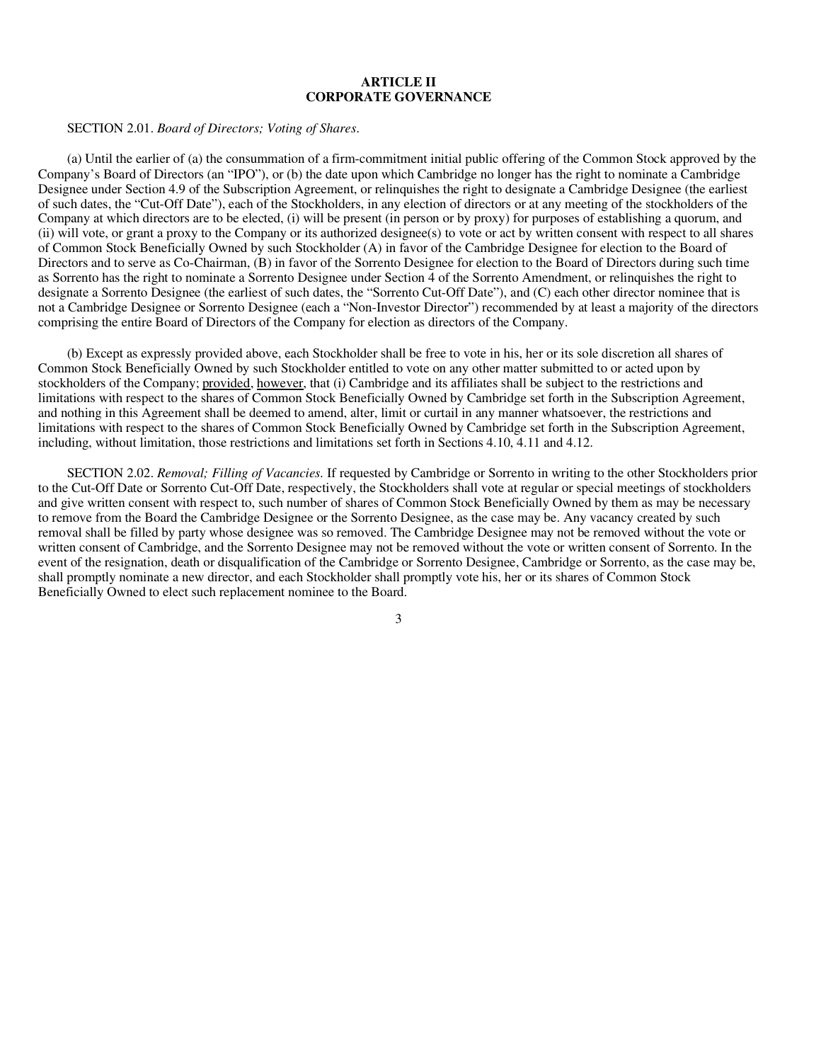## ARTICLE II
## CORPORATE GOVERNANCE

SECTION 2.01. *Board of Directors; Voting of Shares.*

(a) Until the earlier of (a) the consummation of a firm-commitment initial public offering of the Common Stock approved by the Company's Board of Directors (an "IPO"), or (b) the date upon which Cambridge no longer has the right to nominate a Cambridge Designee under Section 4.9 of the Subscription Agreement, or relinquishes the right to designate a Cambridge Designee (the earliest of such dates, the "Cut-Off Date"), each of the Stockholders, in any election of directors or at any meeting of the stockholders of the Company at which directors are to be elected, (i) will be present (in person or by proxy) for purposes of establishing a quorum, and (ii) will vote, or grant a proxy to the Company or its authorized designee(s) to vote or act by written consent with respect to all shares of Common Stock Beneficially Owned by such Stockholder (A) in favor of the Cambridge Designee for election to the Board of Directors and to serve as Co-Chairman, (B) in favor of the Sorrento Designee for election to the Board of Directors during such time as Sorrento has the right to nominate a Sorrento Designee under Section 4 of the Sorrento Amendment, or relinquishes the right to designate a Sorrento Designee (the earliest of such dates, the "Sorrento Cut-Off Date"), and (C) each other director nominee that is not a Cambridge Designee or Sorrento Designee (each a "Non-Investor Director") recommended by at least a majority of the directors comprising the entire Board of Directors of the Company for election as directors of the Company.

(b) Except as expressly provided above, each Stockholder shall be free to vote in his, her or its sole discretion all shares of Common Stock Beneficially Owned by such Stockholder entitled to vote on any other matter submitted to or acted upon by stockholders of the Company; provided, however, that (i) Cambridge and its affiliates shall be subject to the restrictions and limitations with respect to the shares of Common Stock Beneficially Owned by Cambridge set forth in the Subscription Agreement, and nothing in this Agreement shall be deemed to amend, alter, limit or curtail in any manner whatsoever, the restrictions and limitations with respect to the shares of Common Stock Beneficially Owned by Cambridge set forth in the Subscription Agreement, including, without limitation, those restrictions and limitations set forth in Sections 4.10, 4.11 and 4.12.

SECTION 2.02. *Removal; Filling of Vacancies.* If requested by Cambridge or Sorrento in writing to the other Stockholders prior to the Cut-Off Date or Sorrento Cut-Off Date, respectively, the Stockholders shall vote at regular or special meetings of stockholders and give written consent with respect to, such number of shares of Common Stock Beneficially Owned by them as may be necessary to remove from the Board the Cambridge Designee or the Sorrento Designee, as the case may be. Any vacancy created by such removal shall be filled by party whose designee was so removed. The Cambridge Designee may not be removed without the vote or written consent of Cambridge, and the Sorrento Designee may not be removed without the vote or written consent of Sorrento. In the event of the resignation, death or disqualification of the Cambridge or Sorrento Designee, Cambridge or Sorrento, as the case may be, shall promptly nominate a new director, and each Stockholder shall promptly vote his, her or its shares of Common Stock Beneficially Owned to elect such replacement nominee to the Board.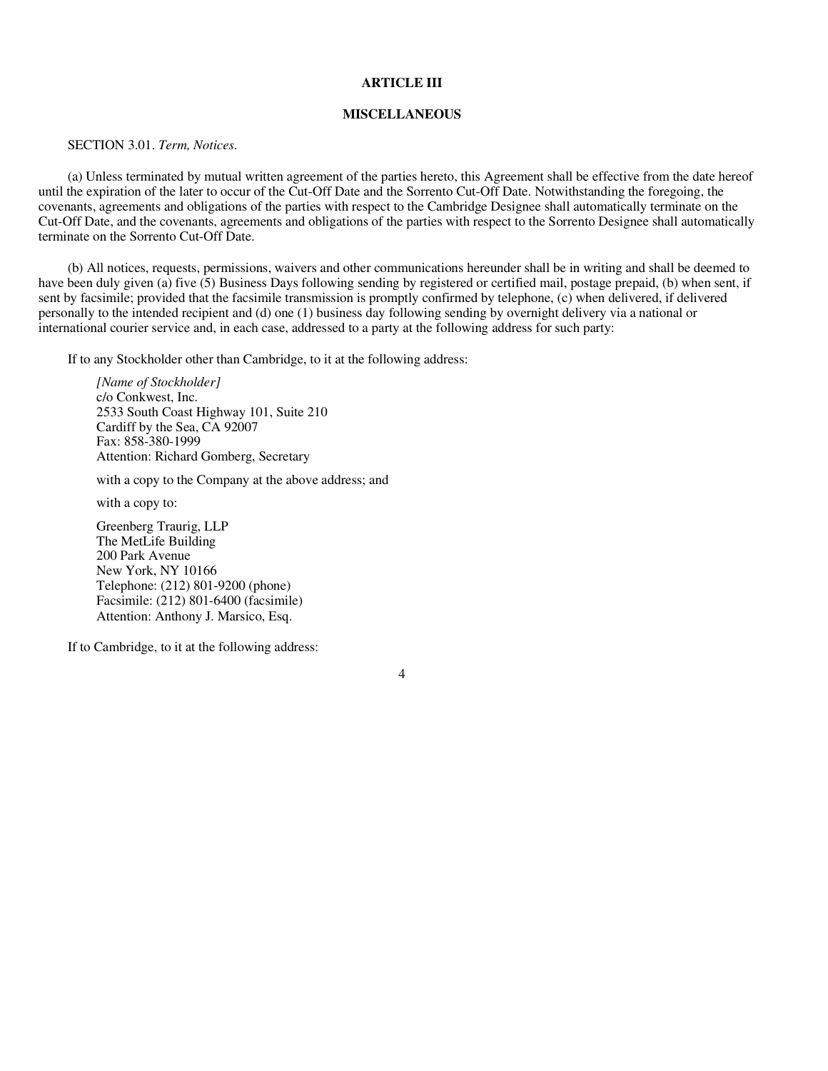## ARTICLE III

## MISCELLANEOUS

SECTION 3.01. *Term, Notices*.

(a) Unless terminated by mutual written agreement of the parties hereto, this Agreement shall be effective from the date hereof until the expiration of the later to occur of the Cut-Off Date and the Sorrento Cut-Off Date. Notwithstanding the foregoing, the covenants, agreements and obligations of the parties with respect to the Cambridge Designee shall automatically terminate on the Cut-Off Date, and the covenants, agreements and obligations of the parties with respect to the Sorrento Designee shall automatically terminate on the Sorrento Cut-Off Date.

(b) All notices, requests, permissions, waivers and other communications hereunder shall be in writing and shall be deemed to have been duly given (a) five (5) Business Days following sending by registered or certified mail, postage prepaid, (b) when sent, if sent by facsimile; provided that the facsimile transmission is promptly confirmed by telephone, (c) when delivered, if delivered personally to the intended recipient and (d) one (1) business day following sending by overnight delivery via a national or international courier service and, in each case, addressed to a party at the following address for such party:

If to any Stockholder other than Cambridge, to it at the following address:

*[Name of Stockholder]*
c/o Conkwest, Inc.
2533 South Coast Highway 101, Suite 210
Cardiff by the Sea, CA 92007
Fax: 858-380-1999
Attention: Richard Gomberg, Secretary

with a copy to the Company at the above address; and

with a copy to:

Greenberg Traurig, LLP
The MetLife Building
200 Park Avenue
New York, NY 10166
Telephone: (212) 801-9200 (phone)
Facsimile: (212) 801-6400 (facsimile)
Attention: Anthony J. Marsico, Esq.

If to Cambridge, to it at the following address: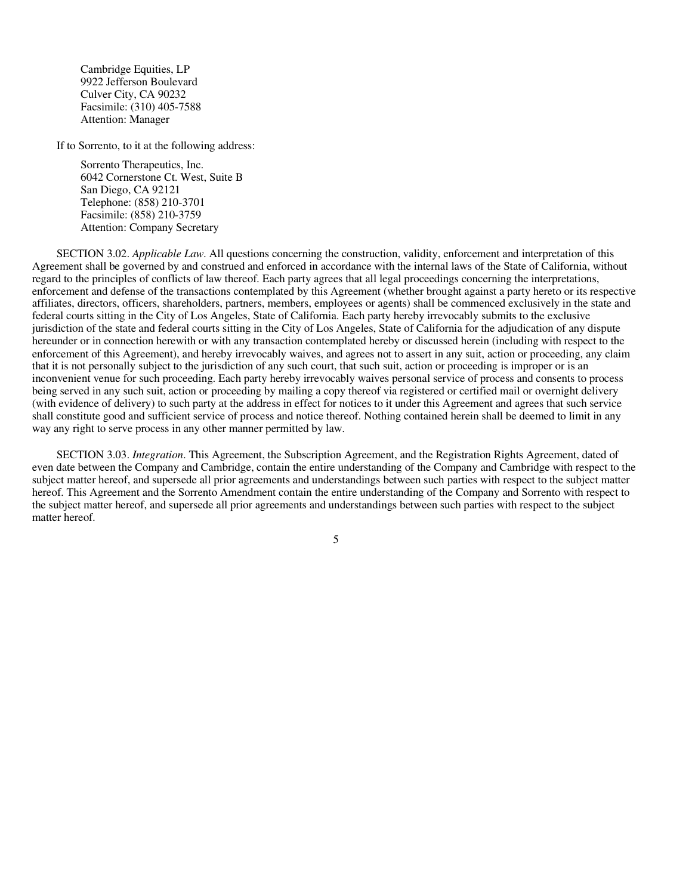Cambridge Equities, LP
9922 Jefferson Boulevard
Culver City, CA 90232
Facsimile: (310) 405-7588
Attention: Manager

If to Sorrento, to it at the following address:

Sorrento Therapeutics, Inc.
6042 Cornerstone Ct. West, Suite B
San Diego, CA 92121
Telephone: (858) 210-3701
Facsimile: (858) 210-3759
Attention: Company Secretary

SECTION 3.02. *Applicable Law*. All questions concerning the construction, validity, enforcement and interpretation of this Agreement shall be governed by and construed and enforced in accordance with the internal laws of the State of California, without regard to the principles of conflicts of law thereof. Each party agrees that all legal proceedings concerning the interpretations, enforcement and defense of the transactions contemplated by this Agreement (whether brought against a party hereto or its respective affiliates, directors, officers, shareholders, partners, members, employees or agents) shall be commenced exclusively in the state and federal courts sitting in the City of Los Angeles, State of California. Each party hereby irrevocably submits to the exclusive jurisdiction of the state and federal courts sitting in the City of Los Angeles, State of California for the adjudication of any dispute hereunder or in connection herewith or with any transaction contemplated hereby or discussed herein (including with respect to the enforcement of this Agreement), and hereby irrevocably waives, and agrees not to assert in any suit, action or proceeding, any claim that it is not personally subject to the jurisdiction of any such court, that such suit, action or proceeding is improper or is an inconvenient venue for such proceeding. Each party hereby irrevocably waives personal service of process and consents to process being served in any such suit, action or proceeding by mailing a copy thereof via registered or certified mail or overnight delivery (with evidence of delivery) to such party at the address in effect for notices to it under this Agreement and agrees that such service shall constitute good and sufficient service of process and notice thereof. Nothing contained herein shall be deemed to limit in any way any right to serve process in any other manner permitted by law.

SECTION 3.03. *Integration*. This Agreement, the Subscription Agreement, and the Registration Rights Agreement, dated of even date between the Company and Cambridge, contain the entire understanding of the Company and Cambridge with respect to the subject matter hereof, and supersede all prior agreements and understandings between such parties with respect to the subject matter hereof. This Agreement and the Sorrento Amendment contain the entire understanding of the Company and Sorrento with respect to the subject matter hereof, and supersede all prior agreements and understandings between such parties with respect to the subject matter hereof.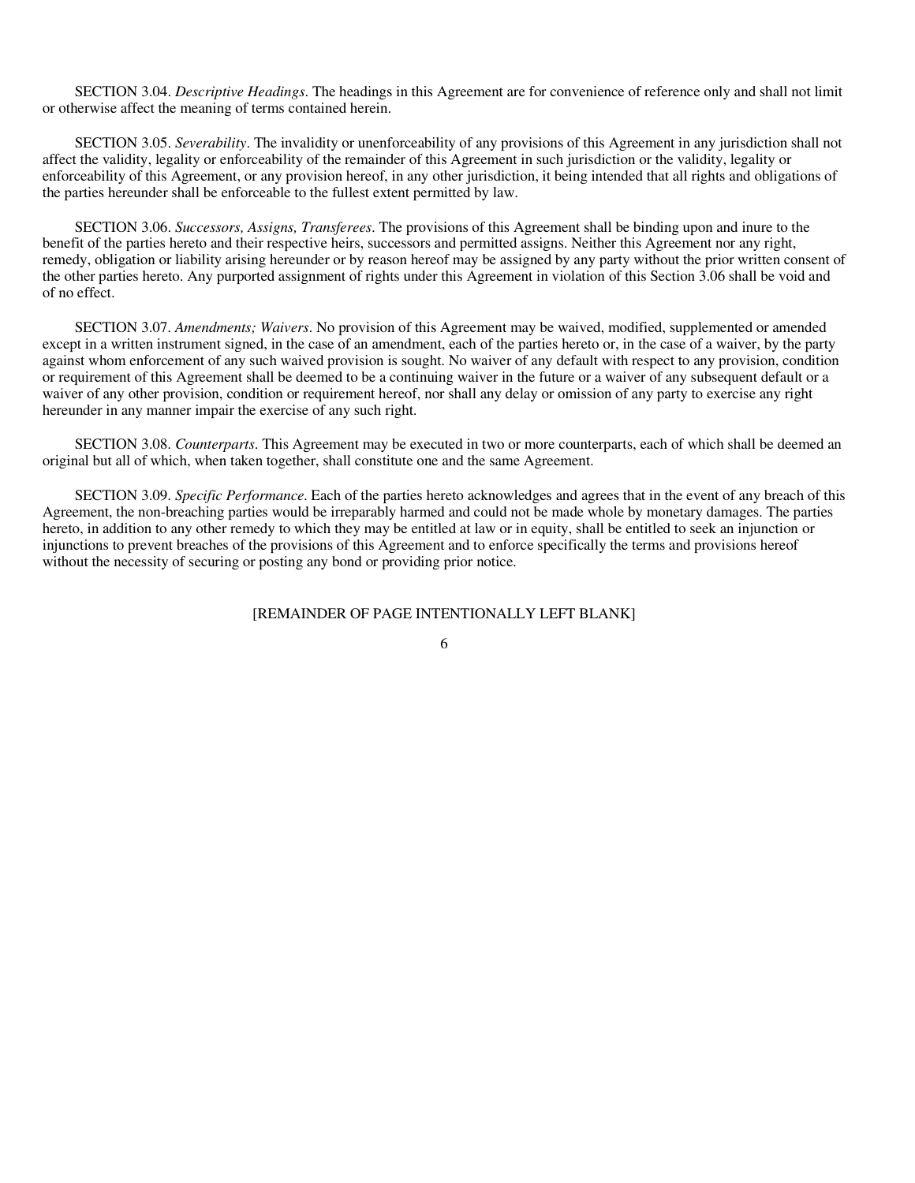SECTION 3.04. *Descriptive Headings*. The headings in this Agreement are for convenience of reference only and shall not limit or otherwise affect the meaning of terms contained herein.

SECTION 3.05. *Severability*. The invalidity or unenforceability of any provisions of this Agreement in any jurisdiction shall not affect the validity, legality or enforceability of the remainder of this Agreement in such jurisdiction or the validity, legality or enforceability of this Agreement, or any provision hereof, in any other jurisdiction, it being intended that all rights and obligations of the parties hereunder shall be enforceable to the fullest extent permitted by law.

SECTION 3.06. *Successors, Assigns, Transferees*. The provisions of this Agreement shall be binding upon and inure to the benefit of the parties hereto and their respective heirs, successors and permitted assigns. Neither this Agreement nor any right, remedy, obligation or liability arising hereunder or by reason hereof may be assigned by any party without the prior written consent of the other parties hereto. Any purported assignment of rights under this Agreement in violation of this Section 3.06 shall be void and of no effect.

SECTION 3.07. *Amendments; Waivers*. No provision of this Agreement may be waived, modified, supplemented or amended except in a written instrument signed, in the case of an amendment, each of the parties hereto or, in the case of a waiver, by the party against whom enforcement of any such waived provision is sought. No waiver of any default with respect to any provision, condition or requirement of this Agreement shall be deemed to be a continuing waiver in the future or a waiver of any subsequent default or a waiver of any other provision, condition or requirement hereof, nor shall any delay or omission of any party to exercise any right hereunder in any manner impair the exercise of any such right.

SECTION 3.08. *Counterparts*. This Agreement may be executed in two or more counterparts, each of which shall be deemed an original but all of which, when taken together, shall constitute one and the same Agreement.

SECTION 3.09. *Specific Performance*. Each of the parties hereto acknowledges and agrees that in the event of any breach of this Agreement, the non-breaching parties would be irreparably harmed and could not be made whole by monetary damages. The parties hereto, in addition to any other remedy to which they may be entitled at law or in equity, shall be entitled to seek an injunction or injunctions to prevent breaches of the provisions of this Agreement and to enforce specifically the terms and provisions hereof without the necessity of securing or posting any bond or providing prior notice.

[REMAINDER OF PAGE INTENTIONALLY LEFT BLANK]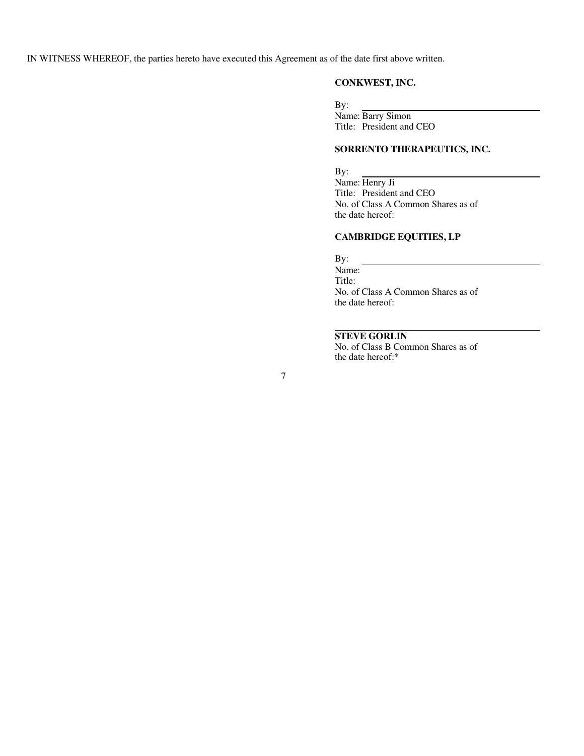IN WITNESS WHEREOF, the parties hereto have executed this Agreement as of the date first above written.

**CONKWEST, INC.**

By: \_\_\_\_\_\_\_\_\_\_\_\_\_\_\_\_\_\_\_\_\_\_\_\_\_\_\_\_\_\_
Name: Barry Simon
Title: President and CEO

**SORRENTO THERAPEUTICS, INC.**

By: \_\_\_\_\_\_\_\_\_\_\_\_\_\_\_\_\_\_\_\_\_\_\_\_\_\_\_\_\_\_
Name: Henry Ji
Title: President and CEO
No. of Class A Common Shares as of the date hereof:

**CAMBRIDGE EQUITIES, LP**

By: \_\_\_\_\_\_\_\_\_\_\_\_\_\_\_\_\_\_\_\_\_\_\_\_\_\_\_\_\_\_
Name:
Title:
No. of Class A Common Shares as of the date hereof:

\_\_\_\_\_\_\_\_\_\_\_\_\_\_\_\_\_\_\_\_\_\_\_\_\_\_\_\_\_\_\_\_\_\_\_\_
**STEVE GORLIN**
No. of Class B Common Shares as of the date hereof:*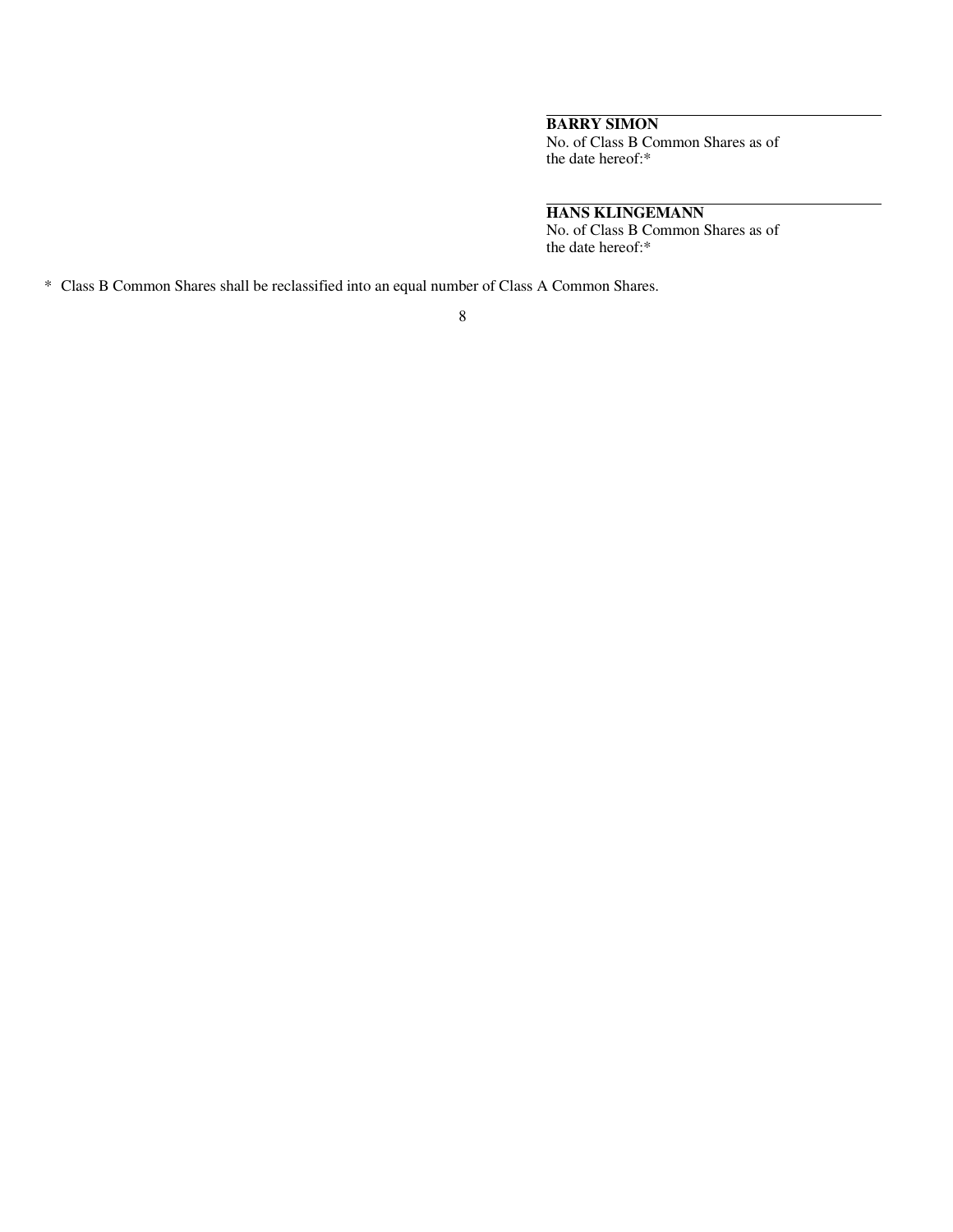---

**BARRY SIMON**
No. of Class B Common Shares as of the date hereof:*

---

**HANS KLINGEMANN**
No. of Class B Common Shares as of the date hereof:*

* Class B Common Shares shall be reclassified into an equal number of Class A Common Shares.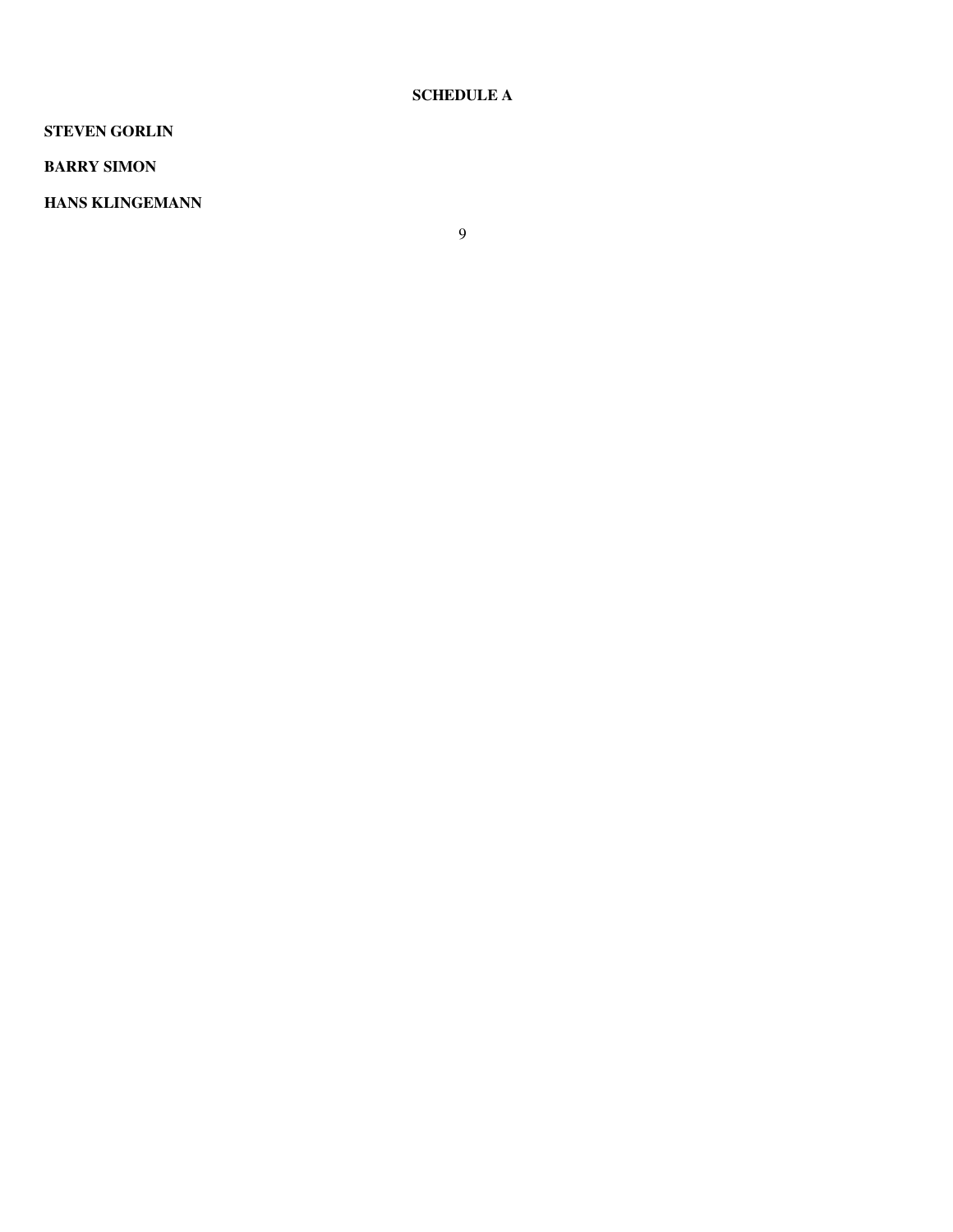# SCHEDULE A

**STEVEN GORLIN**

**BARRY SIMON**

**HANS KLINGEMANN**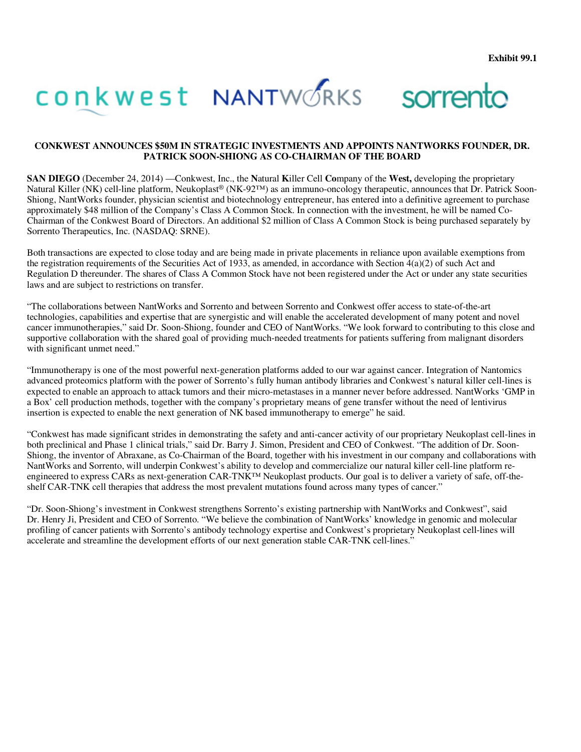**Exhibit 99.1**

conkwest NANTWORKS sorrento

**CONKWEST ANNOUNCES $50M IN STRATEGIC INVESTMENTS AND APPOINTS NANTWORKS FOUNDER, DR. PATRICK SOON-SHIONG AS CO-CHAIRMAN OF THE BOARD**

**SAN DIEGO** (December 24, 2014) —Conkwest, Inc., the **N**atural **K**iller Cell **Co**mpany of the **West,** developing the proprietary Natural Killer (NK) cell-line platform, Neukoplast® (NK-92™) as an immuno-oncology therapeutic, announces that Dr. Patrick Soon-Shiong, NantWorks founder, physician scientist and biotechnology entrepreneur, has entered into a definitive agreement to purchase approximately $48 million of the Company's Class A Common Stock. In connection with the investment, he will be named Co-Chairman of the Conkwest Board of Directors. An additional $2 million of Class A Common Stock is being purchased separately by Sorrento Therapeutics, Inc. (NASDAQ: SRNE).

Both transactions are expected to close today and are being made in private placements in reliance upon available exemptions from the registration requirements of the Securities Act of 1933, as amended, in accordance with Section 4(a)(2) of such Act and Regulation D thereunder. The shares of Class A Common Stock have not been registered under the Act or under any state securities laws and are subject to restrictions on transfer.

"The collaborations between NantWorks and Sorrento and between Sorrento and Conkwest offer access to state-of-the-art technologies, capabilities and expertise that are synergistic and will enable the accelerated development of many potent and novel cancer immunotherapies," said Dr. Soon-Shiong, founder and CEO of NantWorks. "We look forward to contributing to this close and supportive collaboration with the shared goal of providing much-needed treatments for patients suffering from malignant disorders with significant unmet need."

"Immunotherapy is one of the most powerful next-generation platforms added to our war against cancer. Integration of Nantomics advanced proteomics platform with the power of Sorrento's fully human antibody libraries and Conkwest's natural killer cell-lines is expected to enable an approach to attack tumors and their micro-metastases in a manner never before addressed. NantWorks 'GMP in a Box' cell production methods, together with the company's proprietary means of gene transfer without the need of lentivirus insertion is expected to enable the next generation of NK based immunotherapy to emerge" he said.

"Conkwest has made significant strides in demonstrating the safety and anti-cancer activity of our proprietary Neukoplast cell-lines in both preclinical and Phase 1 clinical trials," said Dr. Barry J. Simon, President and CEO of Conkwest. "The addition of Dr. Soon-Shiong, the inventor of Abraxane, as Co-Chairman of the Board, together with his investment in our company and collaborations with NantWorks and Sorrento, will underpin Conkwest's ability to develop and commercialize our natural killer cell-line platform re-engineered to express CARs as next-generation CAR-TNK™ Neukoplast products. Our goal is to deliver a variety of safe, off-the-shelf CAR-TNK cell therapies that address the most prevalent mutations found across many types of cancer."

"Dr. Soon-Shiong's investment in Conkwest strengthens Sorrento's existing partnership with NantWorks and Conkwest", said Dr. Henry Ji, President and CEO of Sorrento. "We believe the combination of NantWorks' knowledge in genomic and molecular profiling of cancer patients with Sorrento's antibody technology expertise and Conkwest's proprietary Neukoplast cell-lines will accelerate and streamline the development efforts of our next generation stable CAR-TNK cell-lines."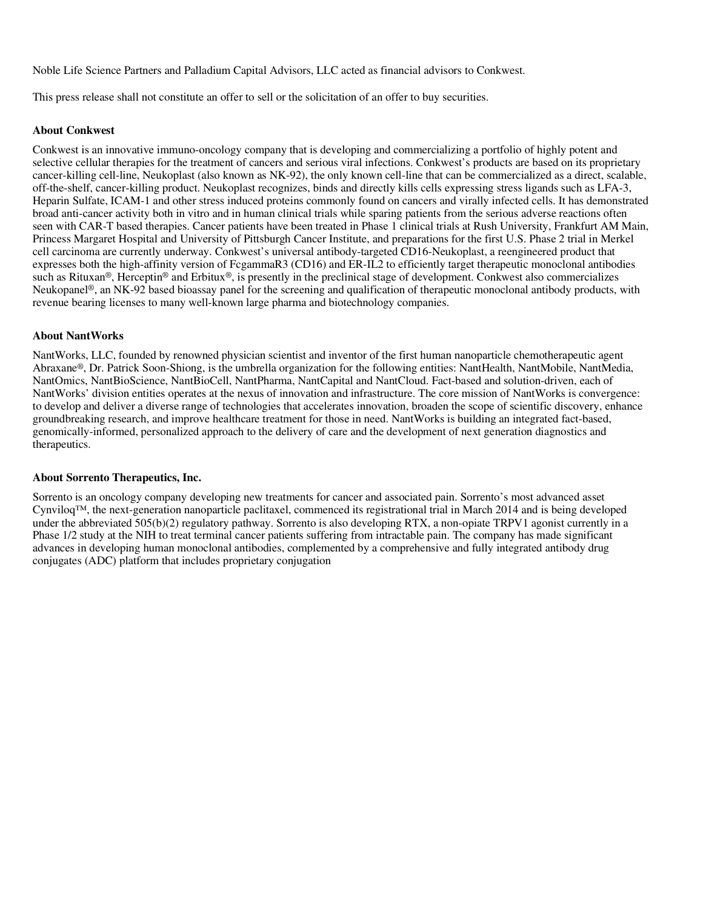Noble Life Science Partners and Palladium Capital Advisors, LLC acted as financial advisors to Conkwest.

This press release shall not constitute an offer to sell or the solicitation of an offer to buy securities.

**About Conkwest**

Conkwest is an innovative immuno-oncology company that is developing and commercializing a portfolio of highly potent and selective cellular therapies for the treatment of cancers and serious viral infections. Conkwest's products are based on its proprietary cancer-killing cell-line, Neukoplast (also known as NK-92), the only known cell-line that can be commercialized as a direct, scalable, off-the-shelf, cancer-killing product. Neukoplast recognizes, binds and directly kills cells expressing stress ligands such as LFA-3, Heparin Sulfate, ICAM-1 and other stress induced proteins commonly found on cancers and virally infected cells. It has demonstrated broad anti-cancer activity both in vitro and in human clinical trials while sparing patients from the serious adverse reactions often seen with CAR-T based therapies. Cancer patients have been treated in Phase 1 clinical trials at Rush University, Frankfurt AM Main, Princess Margaret Hospital and University of Pittsburgh Cancer Institute, and preparations for the first U.S. Phase 2 trial in Merkel cell carcinoma are currently underway. Conkwest's universal antibody-targeted CD16-Neukoplast, a reengineered product that expresses both the high-affinity version of FcgammaR3 (CD16) and ER-IL2 to efficiently target therapeutic monoclonal antibodies such as Rituxan®, Herceptin® and Erbitux®, is presently in the preclinical stage of development. Conkwest also commercializes Neukopanel®, an NK-92 based bioassay panel for the screening and qualification of therapeutic monoclonal antibody products, with revenue bearing licenses to many well-known large pharma and biotechnology companies.

**About NantWorks**

NantWorks, LLC, founded by renowned physician scientist and inventor of the first human nanoparticle chemotherapeutic agent Abraxane®, Dr. Patrick Soon-Shiong, is the umbrella organization for the following entities: NantHealth, NantMobile, NantMedia, NantOmics, NantBioScience, NantBioCell, NantPharma, NantCapital and NantCloud. Fact-based and solution-driven, each of NantWorks' division entities operates at the nexus of innovation and infrastructure. The core mission of NantWorks is convergence: to develop and deliver a diverse range of technologies that accelerates innovation, broaden the scope of scientific discovery, enhance groundbreaking research, and improve healthcare treatment for those in need. NantWorks is building an integrated fact-based, genomically-informed, personalized approach to the delivery of care and the development of next generation diagnostics and therapeutics.

**About Sorrento Therapeutics, Inc.**

Sorrento is an oncology company developing new treatments for cancer and associated pain. Sorrento's most advanced asset Cynviloq™, the next-generation nanoparticle paclitaxel, commenced its registrational trial in March 2014 and is being developed under the abbreviated 505(b)(2) regulatory pathway. Sorrento is also developing RTX, a non-opiate TRPV1 agonist currently in a Phase 1/2 study at the NIH to treat terminal cancer patients suffering from intractable pain. The company has made significant advances in developing human monoclonal antibodies, complemented by a comprehensive and fully integrated antibody drug conjugates (ADC) platform that includes proprietary conjugation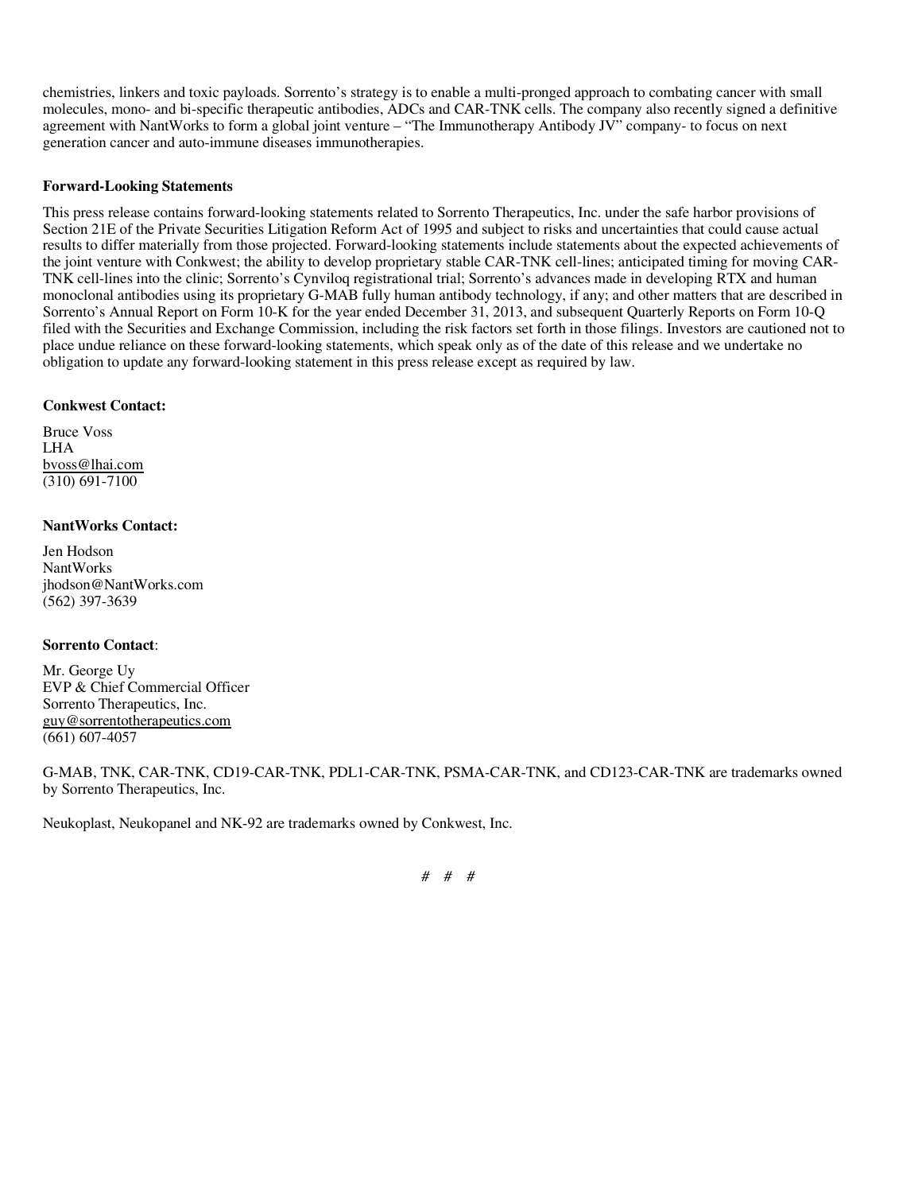chemistries, linkers and toxic payloads. Sorrento's strategy is to enable a multi-pronged approach to combating cancer with small molecules, mono- and bi-specific therapeutic antibodies, ADCs and CAR-TNK cells. The company also recently signed a definitive agreement with NantWorks to form a global joint venture – "The Immunotherapy Antibody JV" company- to focus on next generation cancer and auto-immune diseases immunotherapies.

**Forward-Looking Statements**

This press release contains forward-looking statements related to Sorrento Therapeutics, Inc. under the safe harbor provisions of Section 21E of the Private Securities Litigation Reform Act of 1995 and subject to risks and uncertainties that could cause actual results to differ materially from those projected. Forward-looking statements include statements about the expected achievements of the joint venture with Conkwest; the ability to develop proprietary stable CAR-TNK cell-lines; anticipated timing for moving CAR-TNK cell-lines into the clinic; Sorrento's Cynviloq registrational trial; Sorrento's advances made in developing RTX and human monoclonal antibodies using its proprietary G-MAB fully human antibody technology, if any; and other matters that are described in Sorrento's Annual Report on Form 10-K for the year ended December 31, 2013, and subsequent Quarterly Reports on Form 10-Q filed with the Securities and Exchange Commission, including the risk factors set forth in those filings. Investors are cautioned not to place undue reliance on these forward-looking statements, which speak only as of the date of this release and we undertake no obligation to update any forward-looking statement in this press release except as required by law.

**Conkwest Contact:**

Bruce Voss
LHA
bvoss@lhai.com
(310) 691-7100

**NantWorks Contact:**

Jen Hodson
NantWorks
jhodson@NantWorks.com
(562) 397-3639

**Sorrento Contact**:

Mr. George Uy
EVP & Chief Commercial Officer
Sorrento Therapeutics, Inc.
guy@sorrentotherapeutics.com
(661) 607-4057

G-MAB, TNK, CAR-TNK, CD19-CAR-TNK, PDL1-CAR-TNK, PSMA-CAR-TNK, and CD123-CAR-TNK are trademarks owned by Sorrento Therapeutics, Inc.

Neukoplast, Neukopanel and NK-92 are trademarks owned by Conkwest, Inc.

# # #